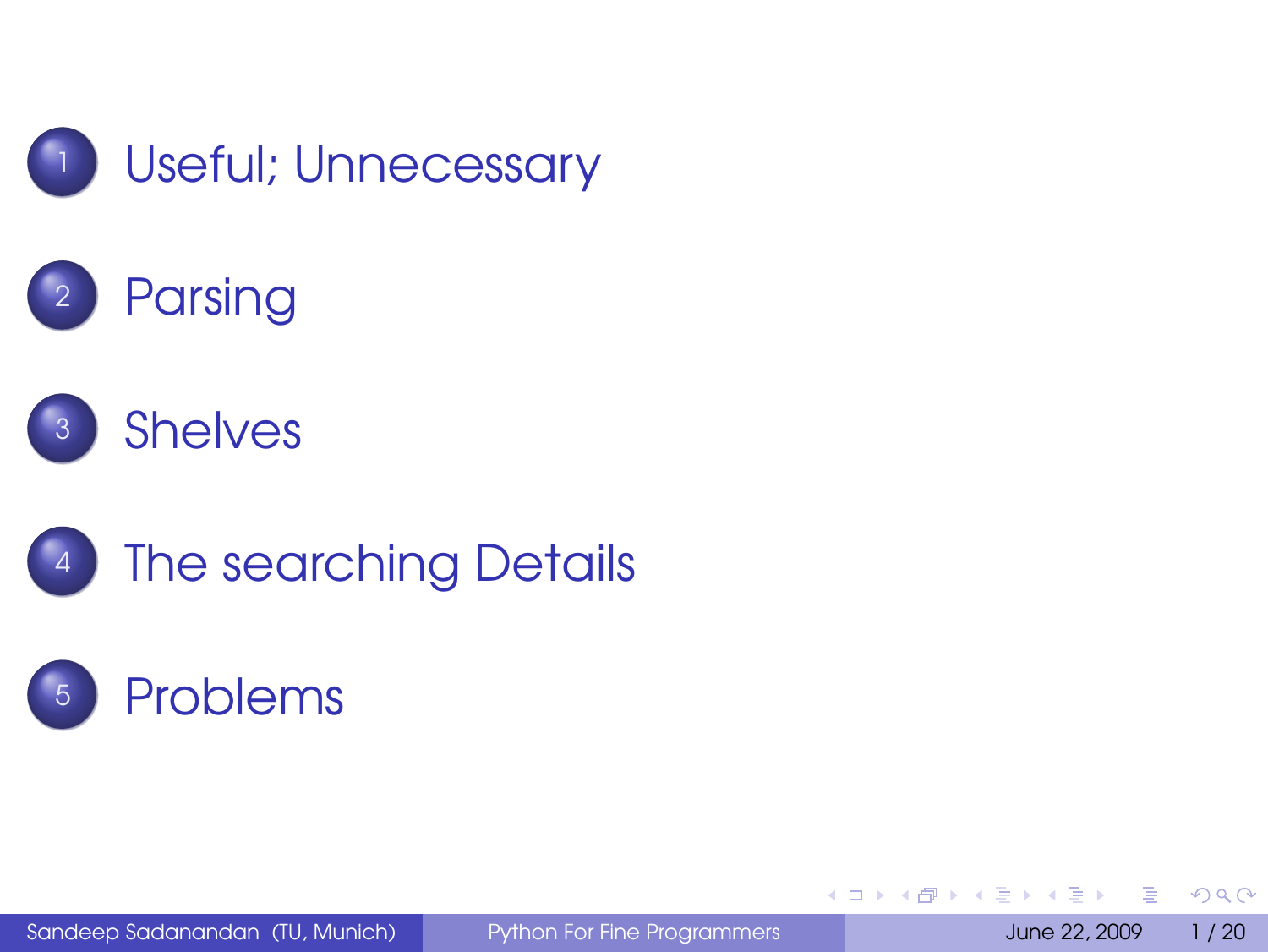1. Useful; Unnecessary
2. Parsing
3. Shelves
4. The searching Details
5. Problems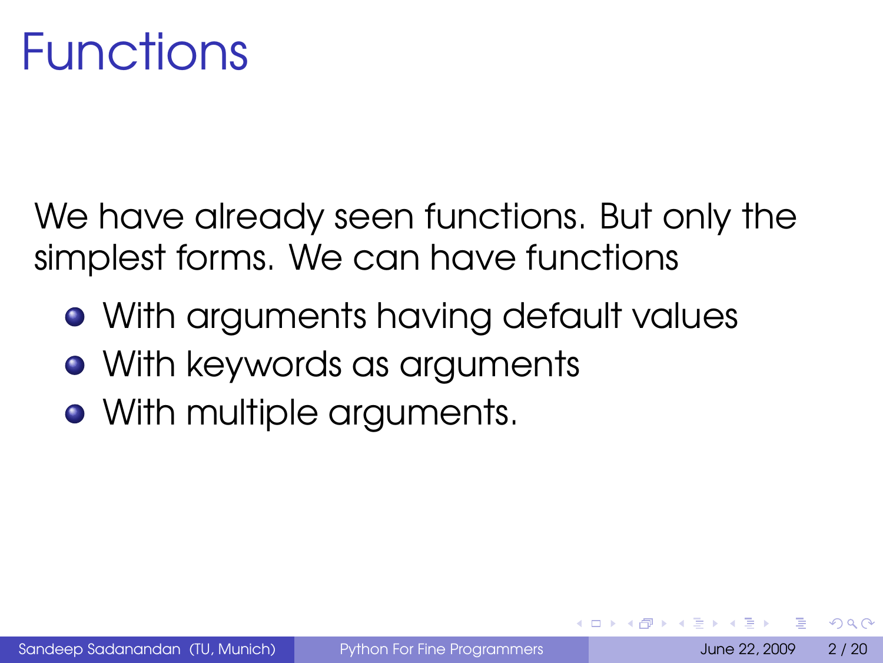# Functions

We have already seen functions. But only the simplest forms. We can have functions

- With arguments having default values
- With keywords as arguments
- With multiple arguments.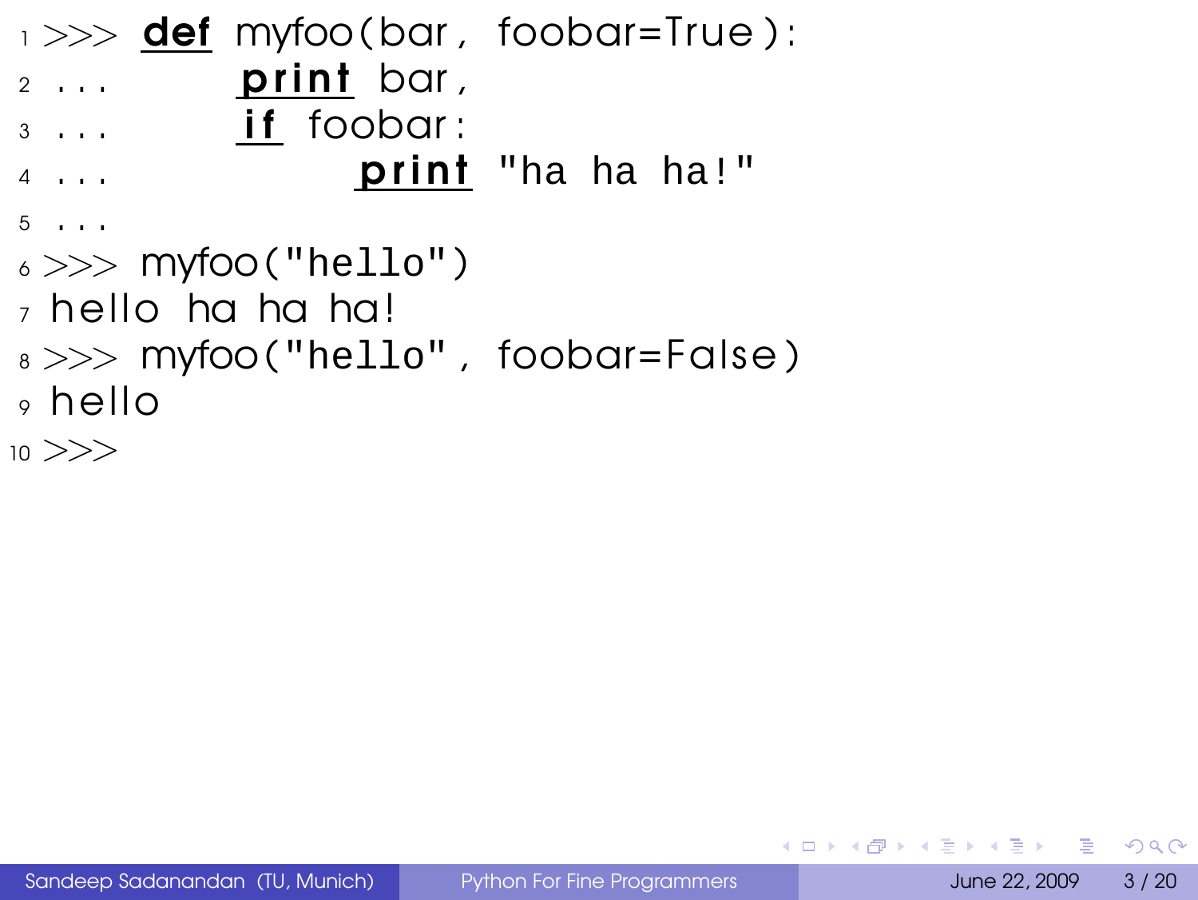```
>>> def myfoo(bar, foobar=True):
...         print bar,
...         if foobar:
...                 print "ha ha ha!"
...
>>> myfoo("hello")
hello ha ha ha!
>>> myfoo("hello", foobar=False)
hello
>>>
```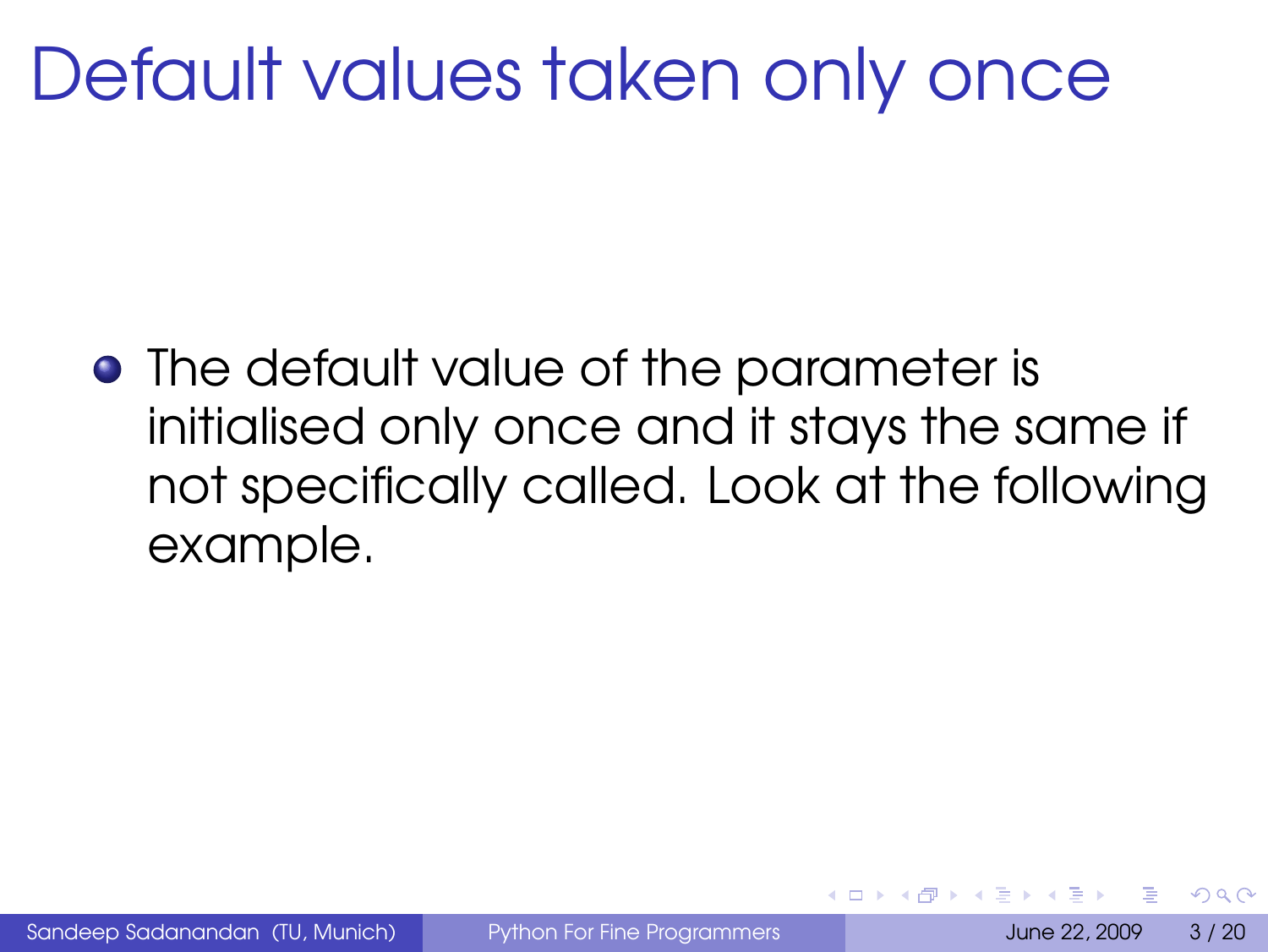# Default values taken only once

- The default value of the parameter is initialised only once and it stays the same if not specifically called. Look at the following example.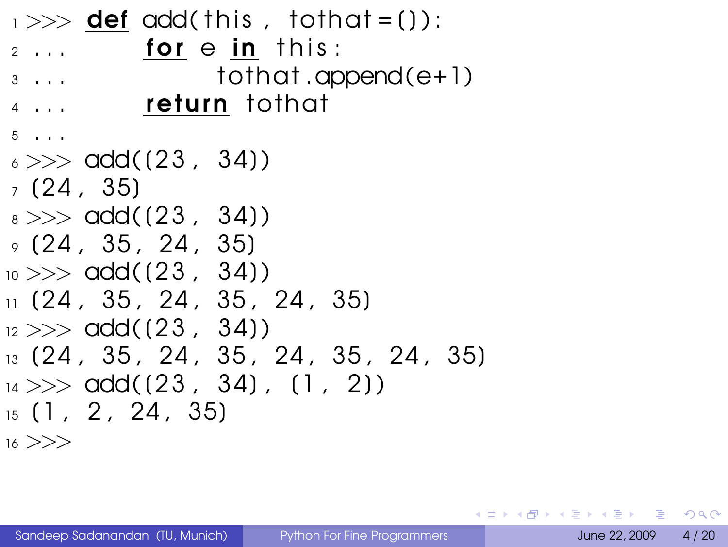```
>>> def add(this, tothat=[]):
...     for e in this:
...         tothat.append(e+1)
...     return tothat
...
>>> add([23, 34])
[24, 35]
>>> add([23, 34])
[24, 35, 24, 35]
>>> add([23, 34])
[24, 35, 24, 35, 24, 35]
>>> add([23, 34])
[24, 35, 24, 35, 24, 35, 24, 35]
>>> add([23, 34], [1, 2])
[1, 2, 24, 35]
>>>
```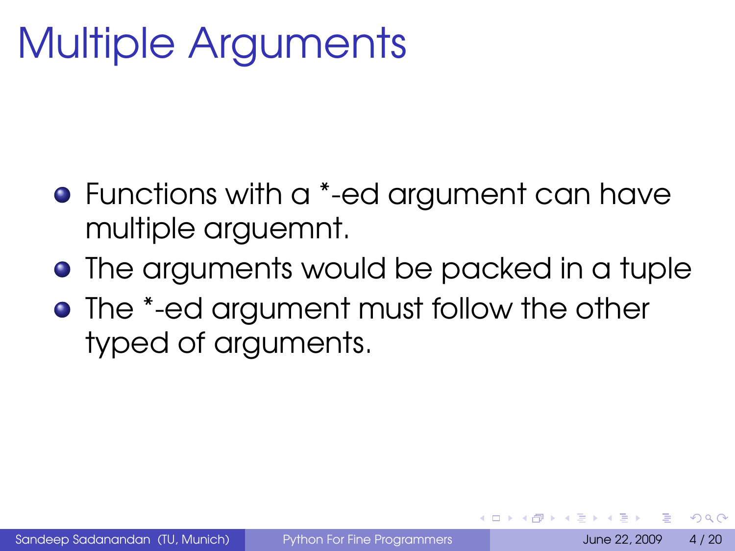# Multiple Arguments

- Functions with a *-ed argument can have multiple arguemnt.
- The arguments would be packed in a tuple
- The *-ed argument must follow the other typed of arguments.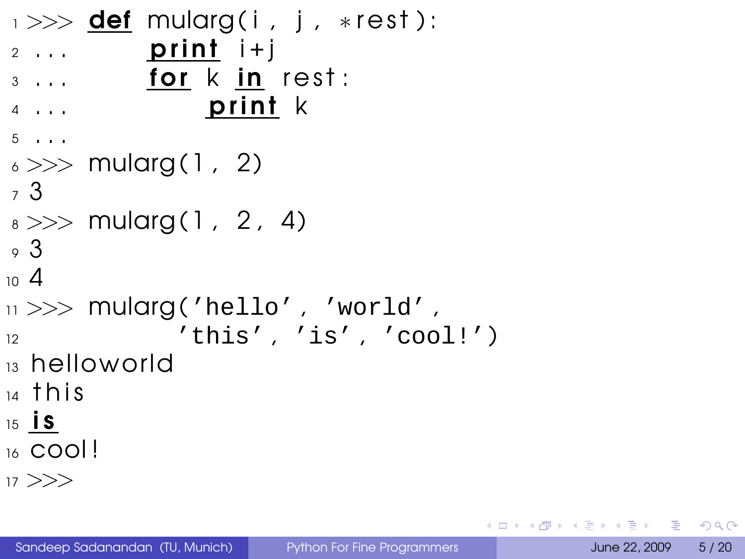```
>>> def mularg(i, j, *rest):
...     print i+j
...     for k in rest:
...         print k
...
>>> mularg(1, 2)
3
>>> mularg(1, 2, 4)
3
4
>>> mularg('hello', 'world',
           'this', 'is', 'cool!')
helloworld
this
is
cool!
>>>
```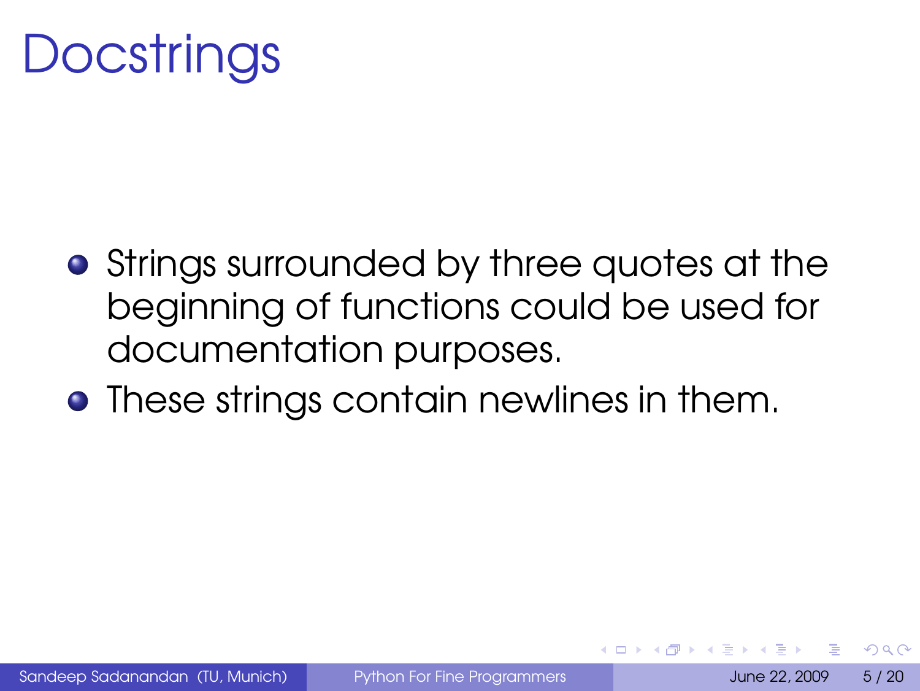# Docstrings

- Strings surrounded by three quotes at the beginning of functions could be used for documentation purposes.
- These strings contain newlines in them.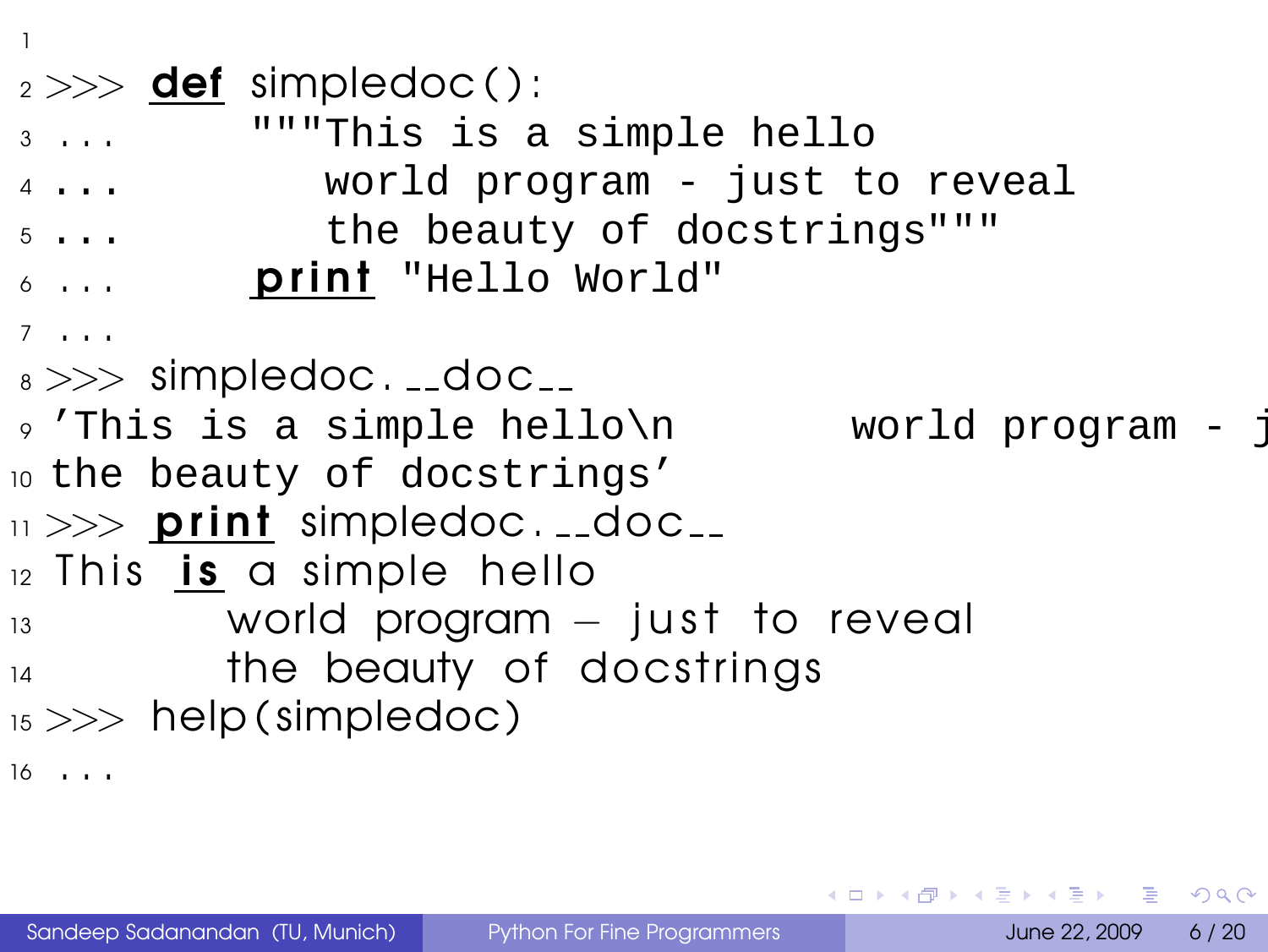```
>>> def simpledoc():
...     """This is a simple hello
...        world program - just to reveal
...        the beauty of docstrings"""
...     print "Hello World"
...
>>> simpledoc.__doc__
'This is a simple hello\n          world program - j
the beauty of docstrings'
>>> print simpledoc.__doc__
This is a simple hello
        world program - just to reveal
        the beauty of docstrings
>>> help(simpledoc)
...
```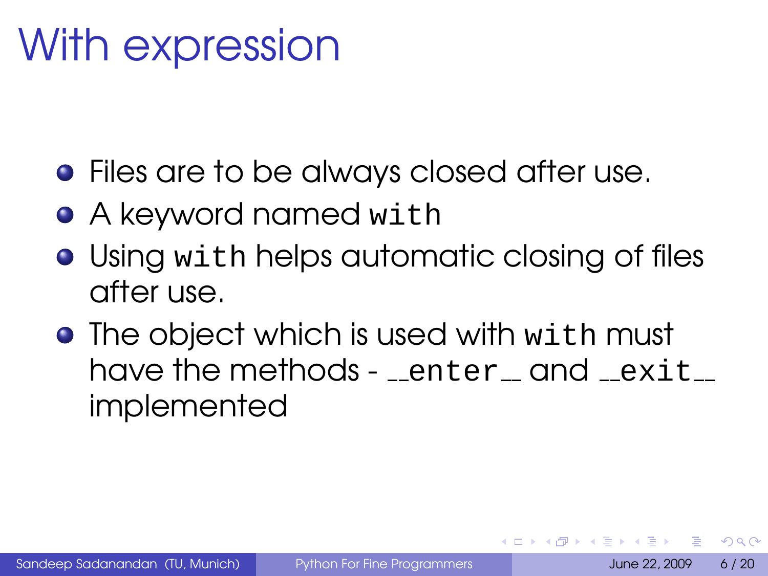# With expression

- Files are to be always closed after use.
- A keyword named `with`
- Using `with` helps automatic closing of files after use.
- The object which is used with `with` must have the methods - `__enter__` and `__exit__` implemented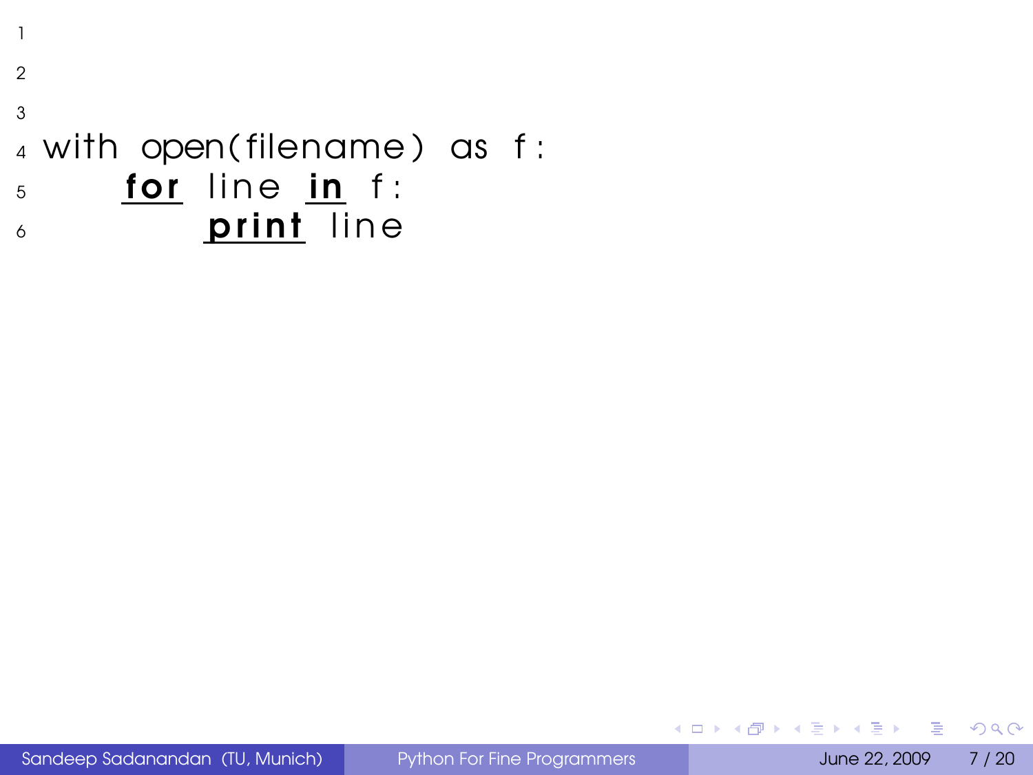```python



with open(filename) as f:
    for line in f:
        print line
```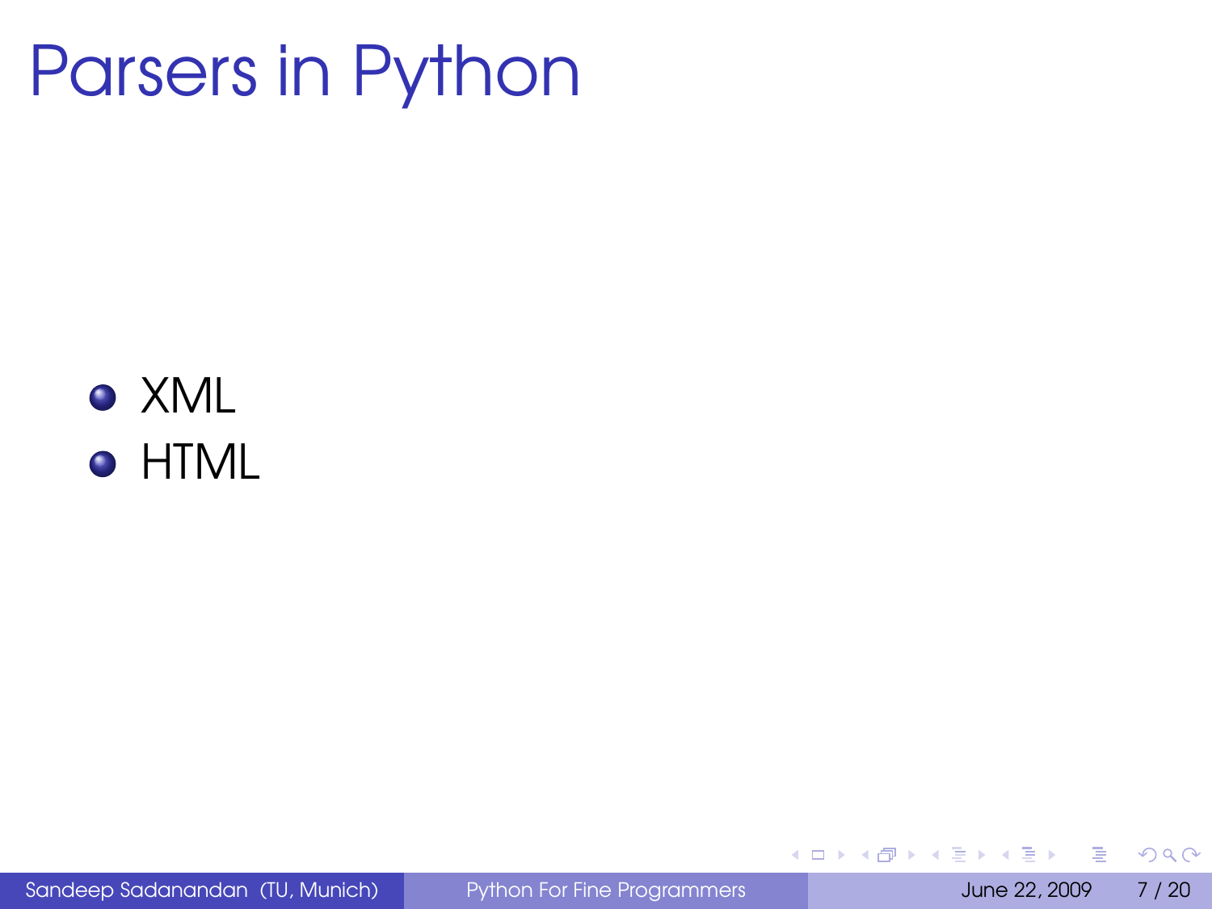# Parsers in Python

- XML
- HTML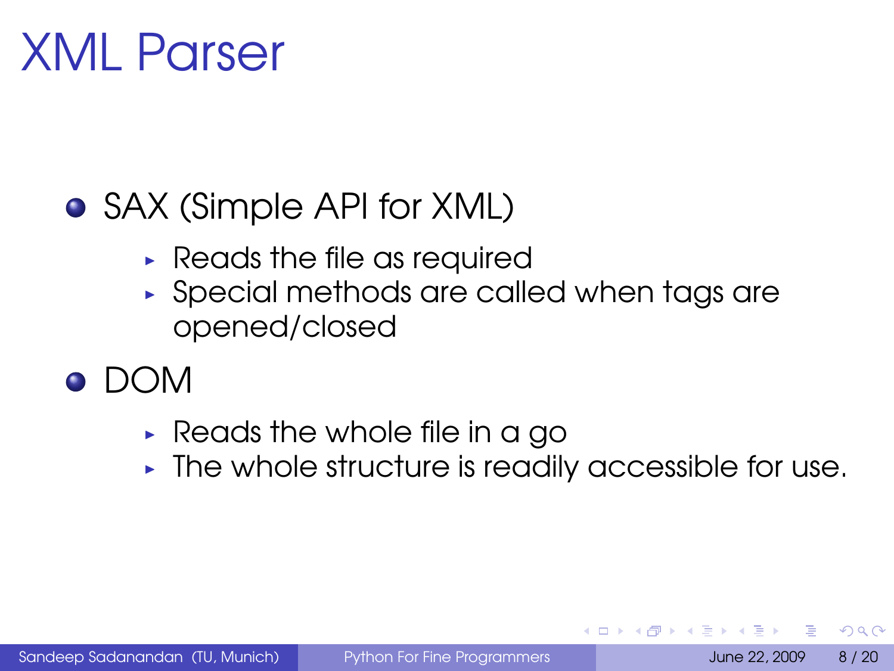# XML Parser

- SAX (Simple API for XML)
  - Reads the file as required
  - Special methods are called when tags are opened/closed
- DOM
  - Reads the whole file in a go
  - The whole structure is readily accessible for use.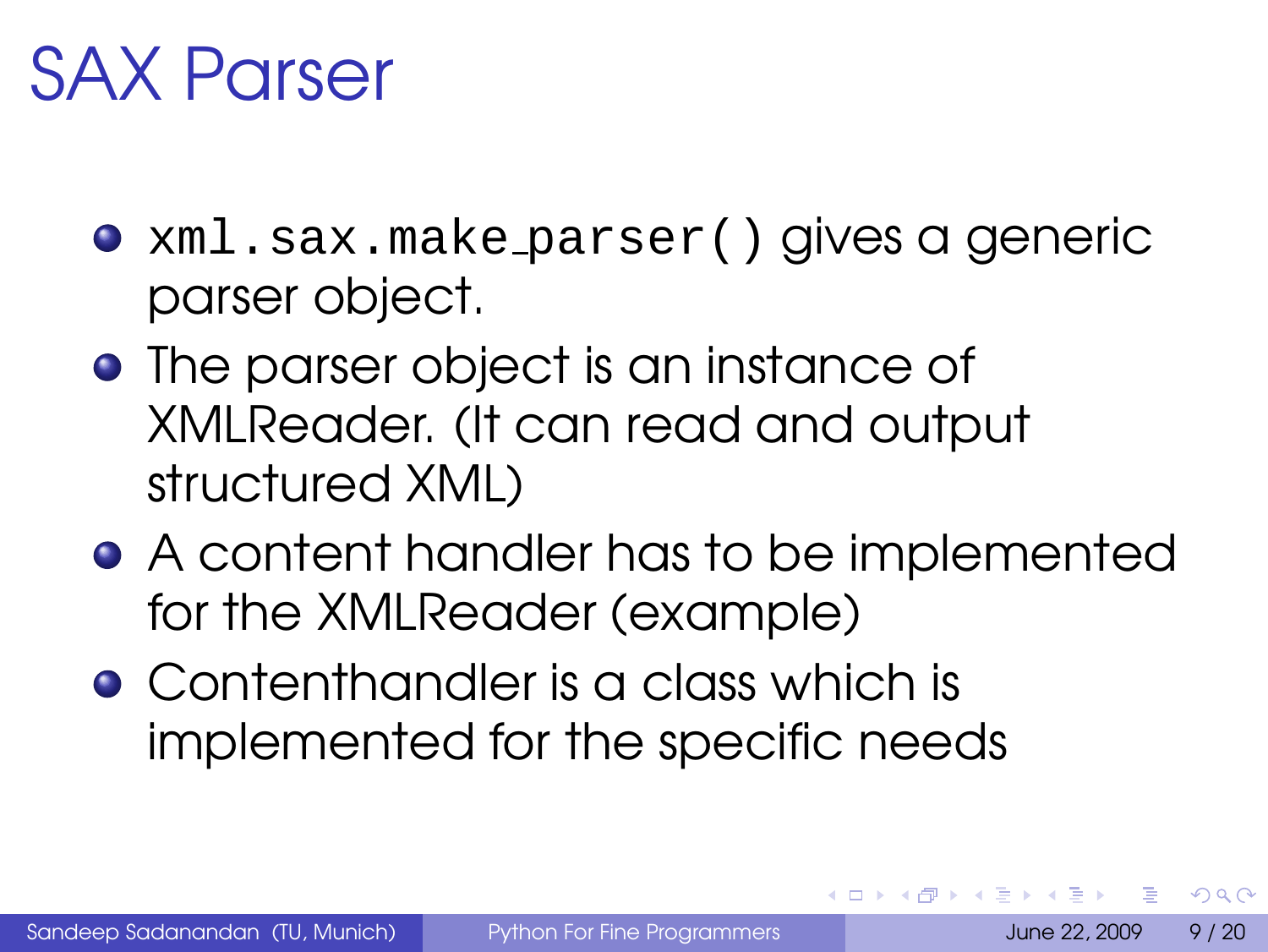# SAX Parser

- `xml.sax.make_parser()` gives a generic parser object.
- The parser object is an instance of XMLReader. (It can read and output structured XML)
- A content handler has to be implemented for the XMLReader (example)
- Contenthandler is a class which is implemented for the specific needs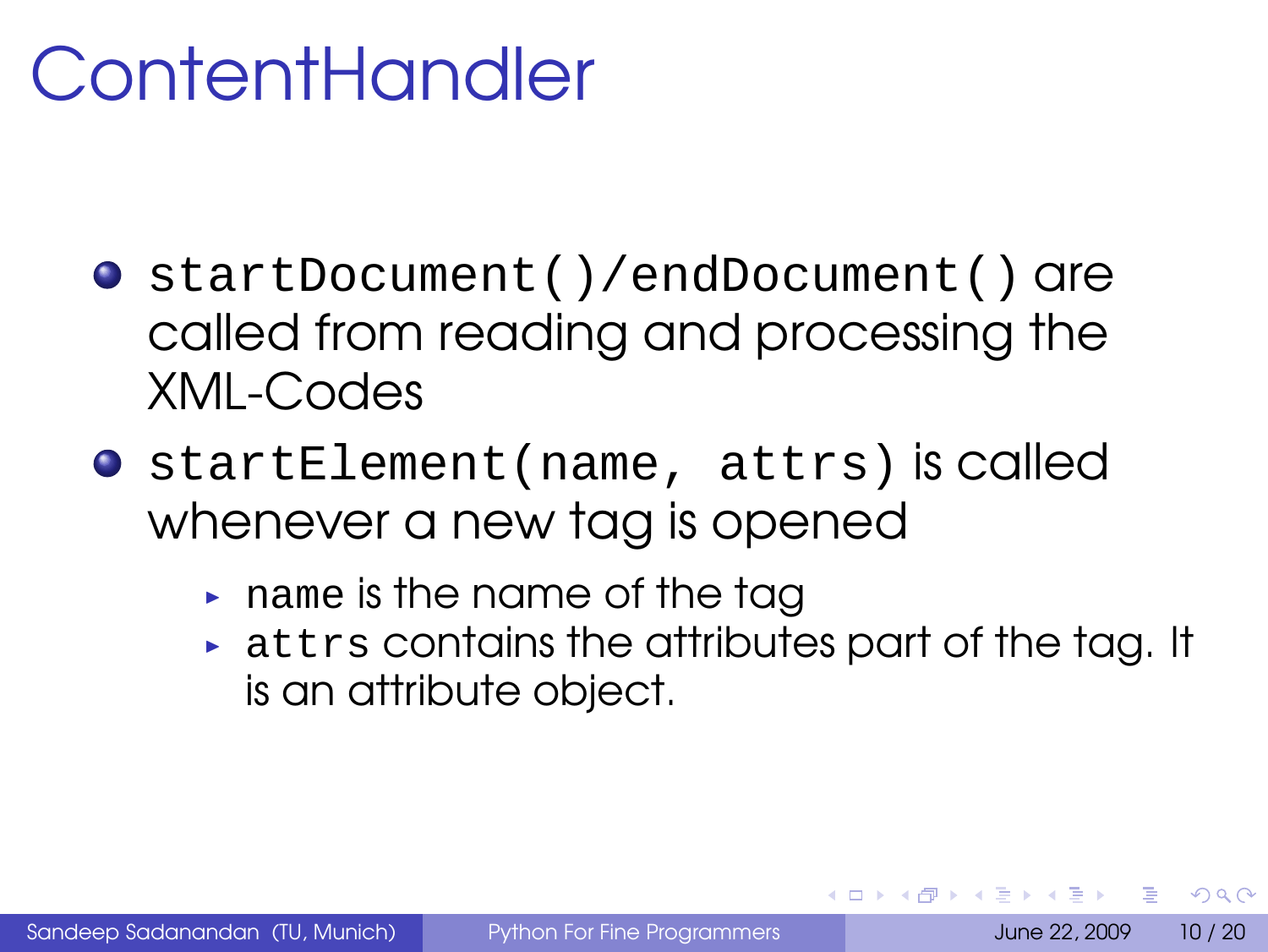# ContentHandler

- `startDocument()/endDocument()` are called from reading and processing the XML-Codes
- `startElement(name, attrs)` is called whenever a new tag is opened
  - name is the name of the tag
  - `attrs` contains the attributes part of the tag. It is an attribute object.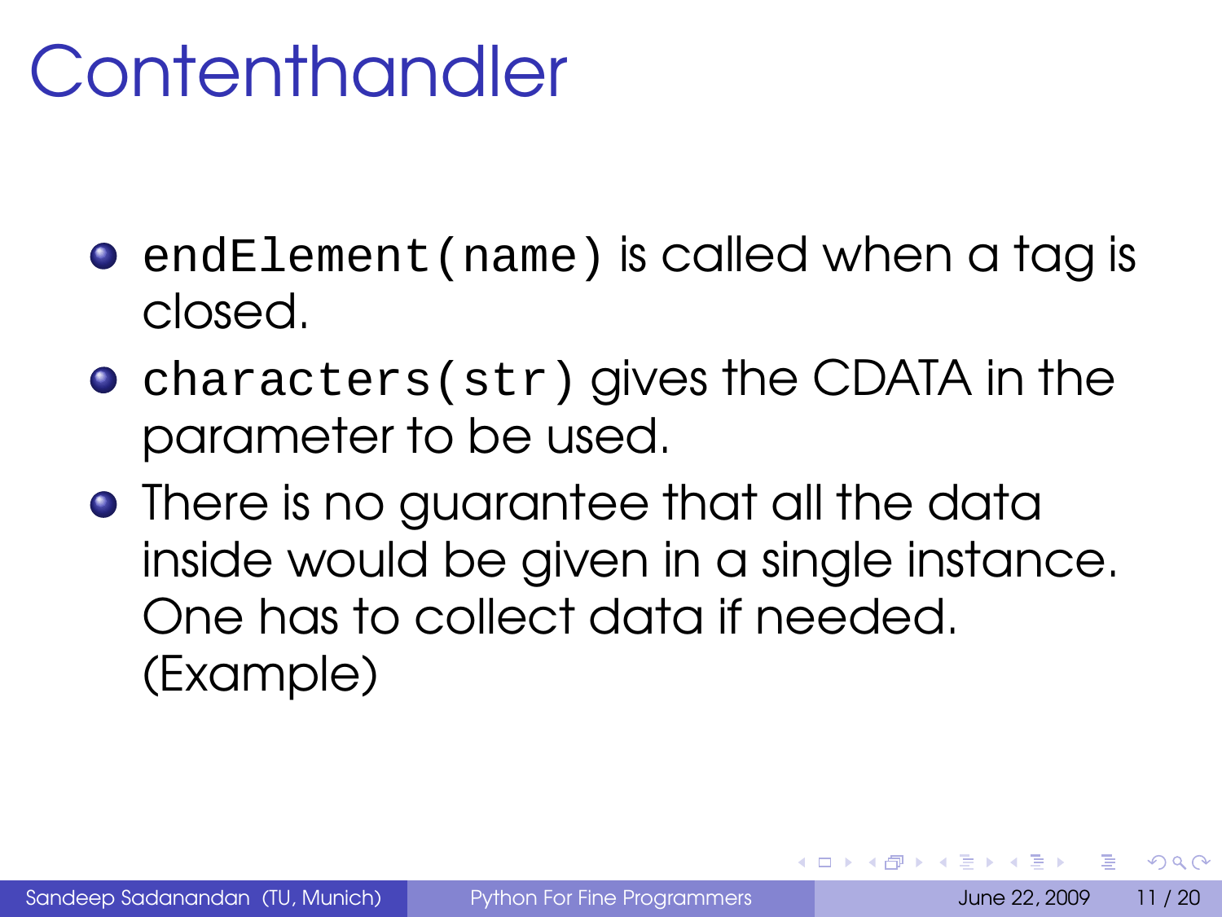# Contenthandler

- `endElement(name)` is called when a tag is closed.
- `characters(str)` gives the CDATA in the parameter to be used.
- There is no guarantee that all the data inside would be given in a single instance. One has to collect data if needed. (Example)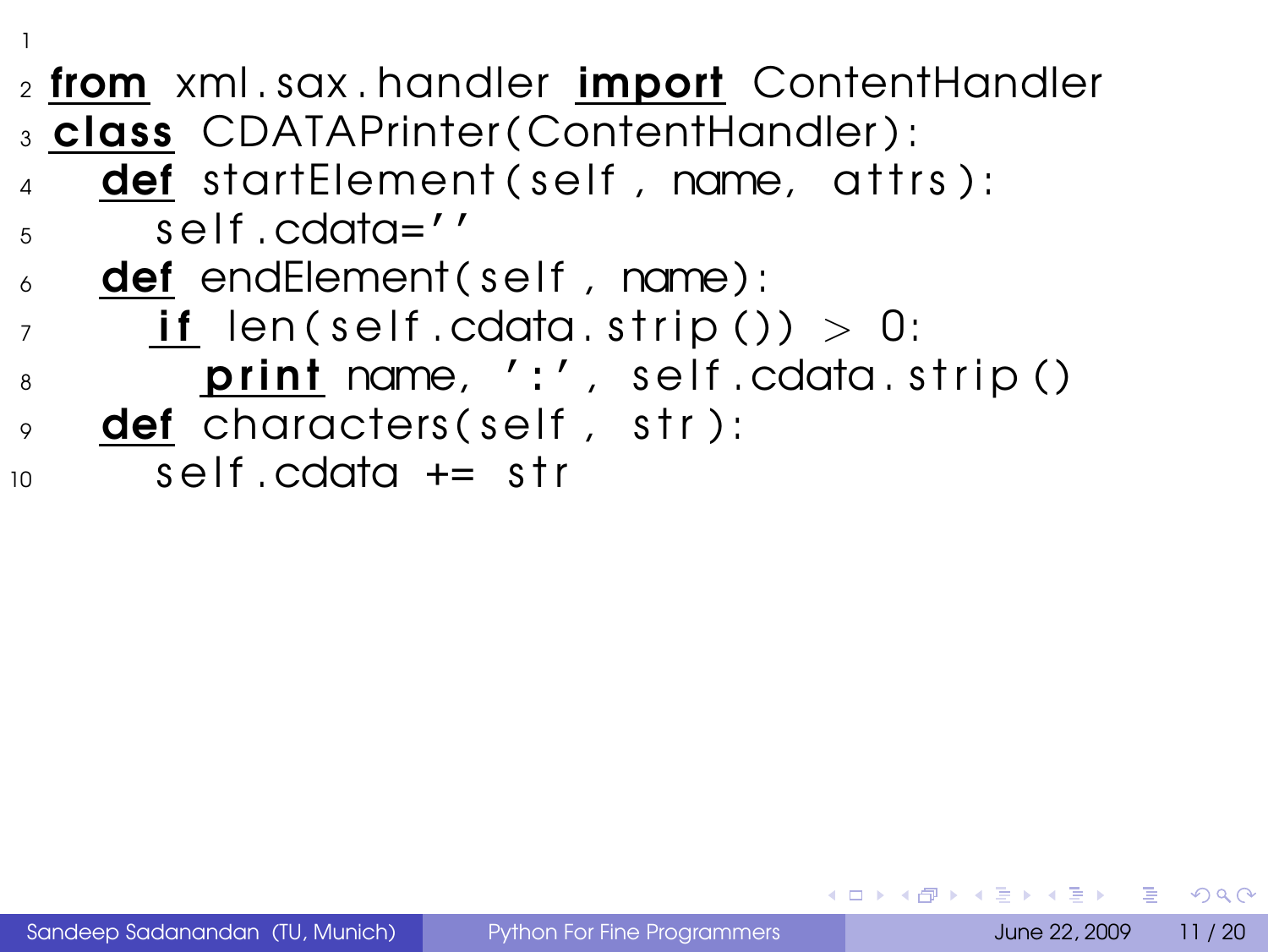```python

from xml.sax.handler import ContentHandler
class CDATAPrinter(ContentHandler):
    def startElement(self, name, attrs):
        self.cdata=''
    def endElement(self, name):
        if len(self.cdata.strip()) > 0:
            print name, ':', self.cdata.strip()
    def characters(self, str):
        self.cdata += str
```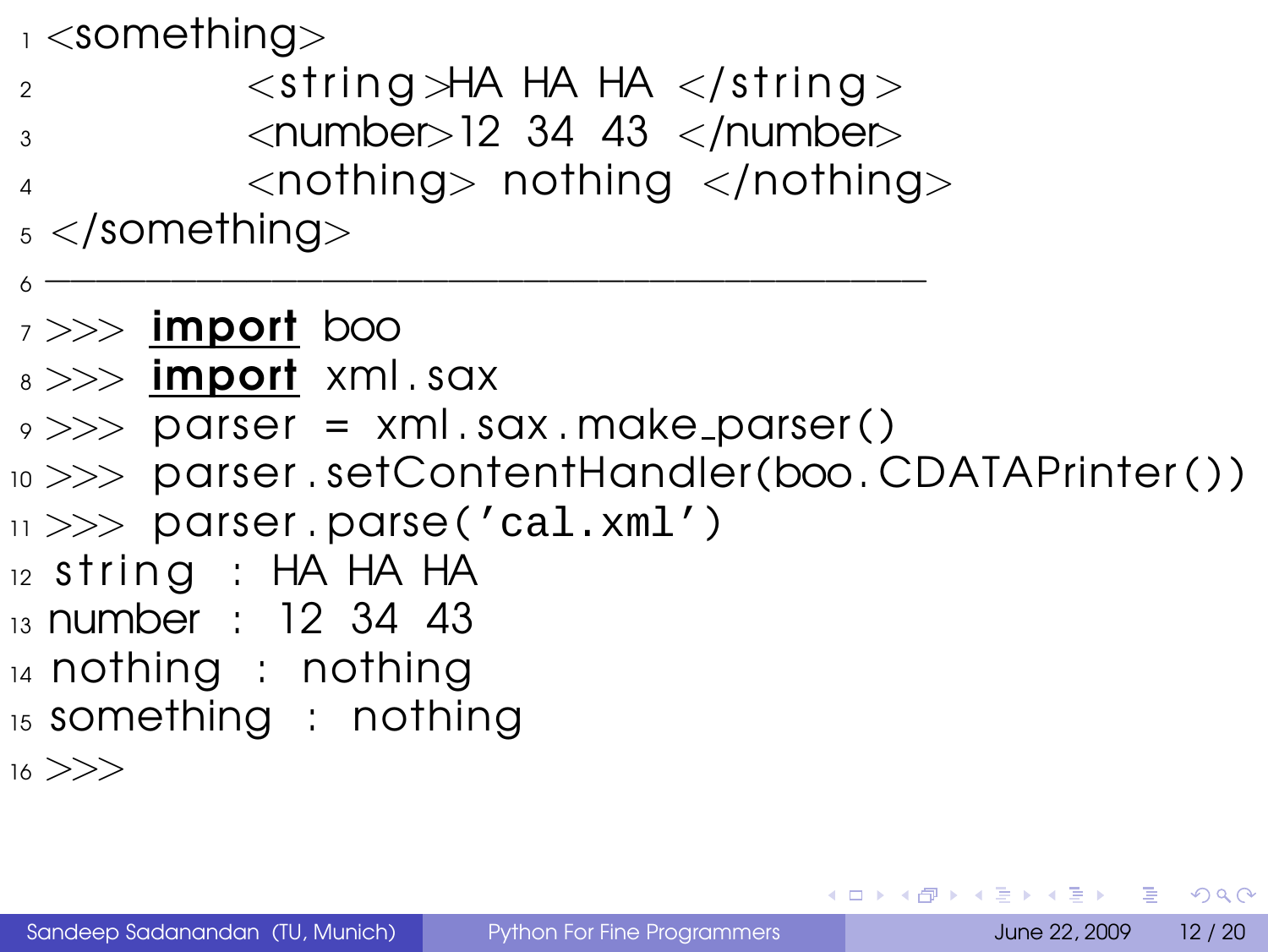```
<something>
        <string>HA HA HA </string>
        <number>12 34 43 </number>
        <nothing> nothing </nothing>
</something>
------------------------------------------------------------
>>> import boo
>>> import xml.sax
>>> parser = xml.sax.make_parser()
>>> parser.setContentHandler(boo.CDATAPrinter())
>>> parser.parse('cal.xml')
string : HA HA HA
number : 12 34 43
nothing : nothing
something : nothing
>>>
```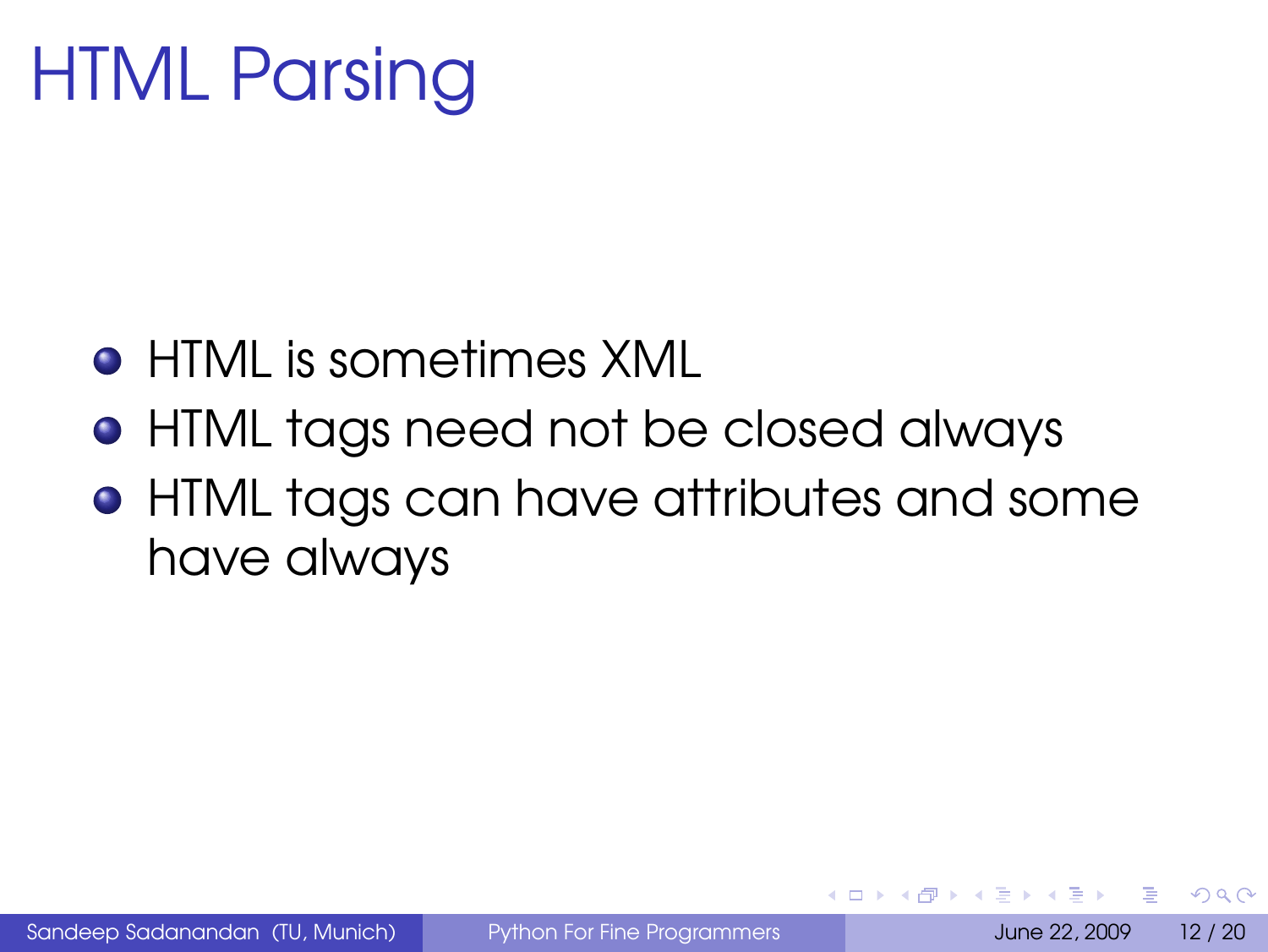# HTML Parsing

- HTML is sometimes XML
- HTML tags need not be closed always
- HTML tags can have attributes and some have always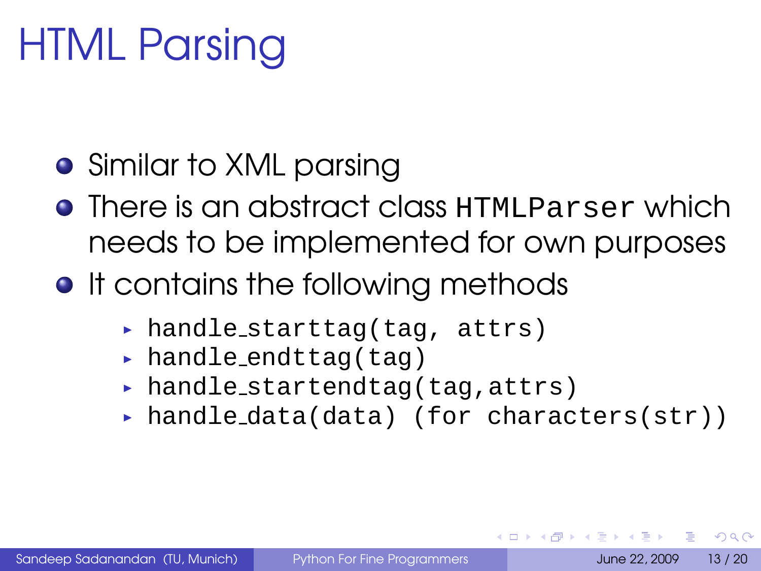# HTML Parsing

- Similar to XML parsing
- There is an abstract class `HTMLParser` which needs to be implemented for own purposes
- It contains the following methods
  - `handle_starttag(tag, attrs)`
  - `handle_endttag(tag)`
  - `handle_startendtag(tag,attrs)`
  - `handle_data(data) (for characters(str))`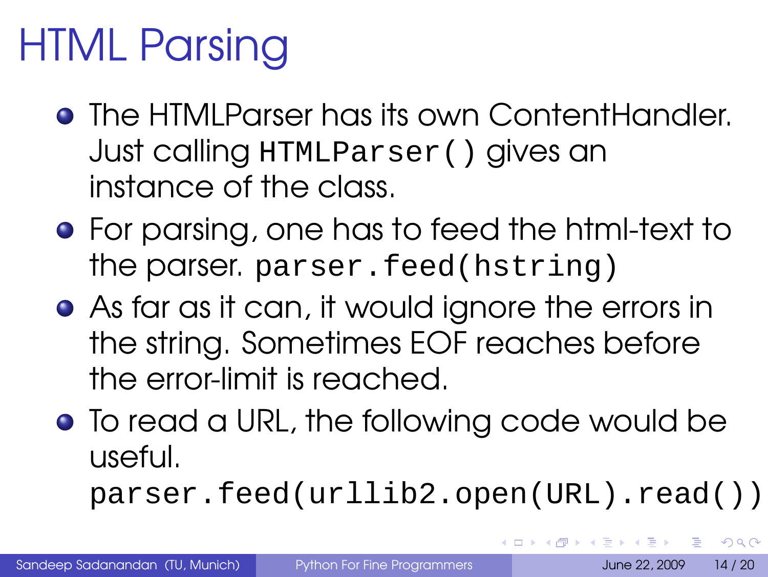# HTML Parsing

- The HTMLParser has its own ContentHandler. Just calling `HTMLParser()` gives an instance of the class.
- For parsing, one has to feed the html-text to the parser. `parser.feed(hstring)`
- As far as it can, it would ignore the errors in the string. Sometimes EOF reaches before the error-limit is reached.
- To read a URL, the following code would be useful.

```
parser.feed(urllib2.open(URL).read())
```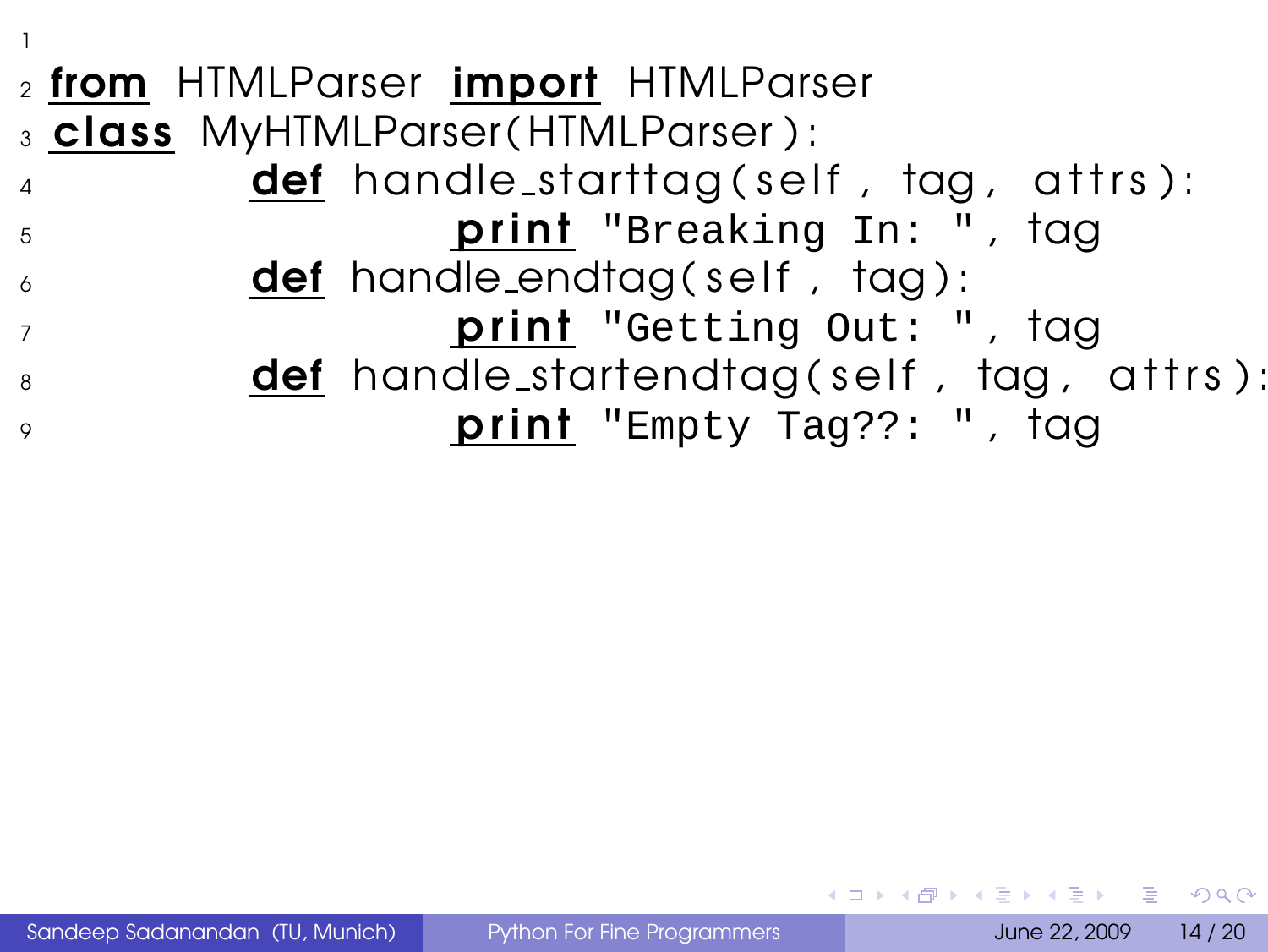```python

from HTMLParser import HTMLParser
class MyHTMLParser(HTMLParser):
        def handle_starttag(self, tag, attrs):
                print "Breaking In: ", tag
        def handle_endtag(self, tag):
                print "Getting Out: ", tag
        def handle_startendtag(self, tag, attrs):
                print "Empty Tag??: ", tag
```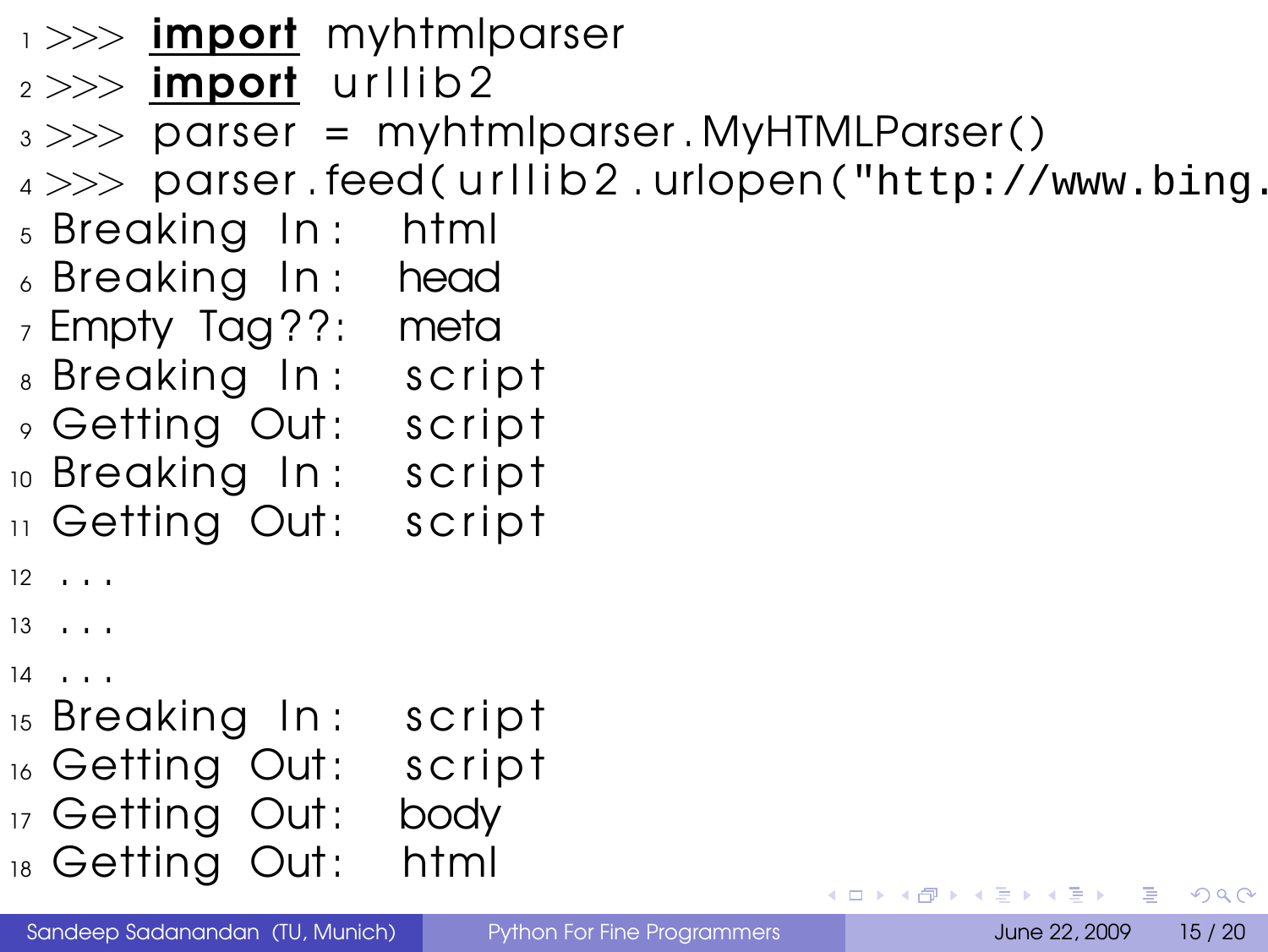```
>>> import myhtmlparser
>>> import urllib2
>>> parser = myhtmlparser.MyHTMLParser()
>>> parser.feed(urllib2.urlopen("http://www.bing.
Breaking In:   html
Breaking In:   head
Empty Tag??:   meta
Breaking In:   script
Getting Out:   script
Breaking In:   script
Getting Out:   script
...
...
...
Breaking In:   script
Getting Out:   script
Getting Out:   body
Getting Out:   html
```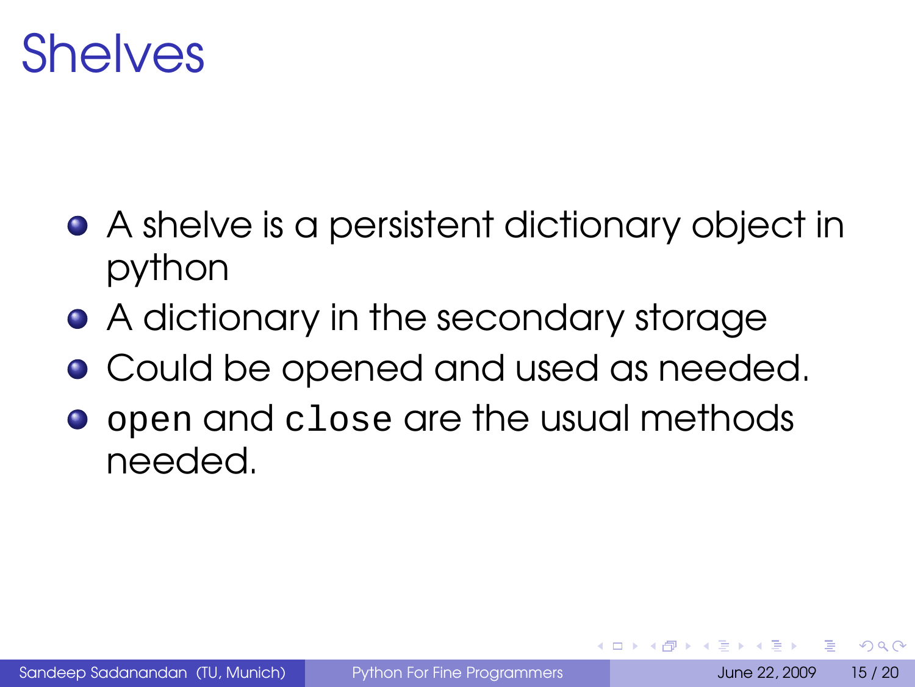# Shelves

- A shelve is a persistent dictionary object in python
- A dictionary in the secondary storage
- Could be opened and used as needed.
- `open` and `close` are the usual methods needed.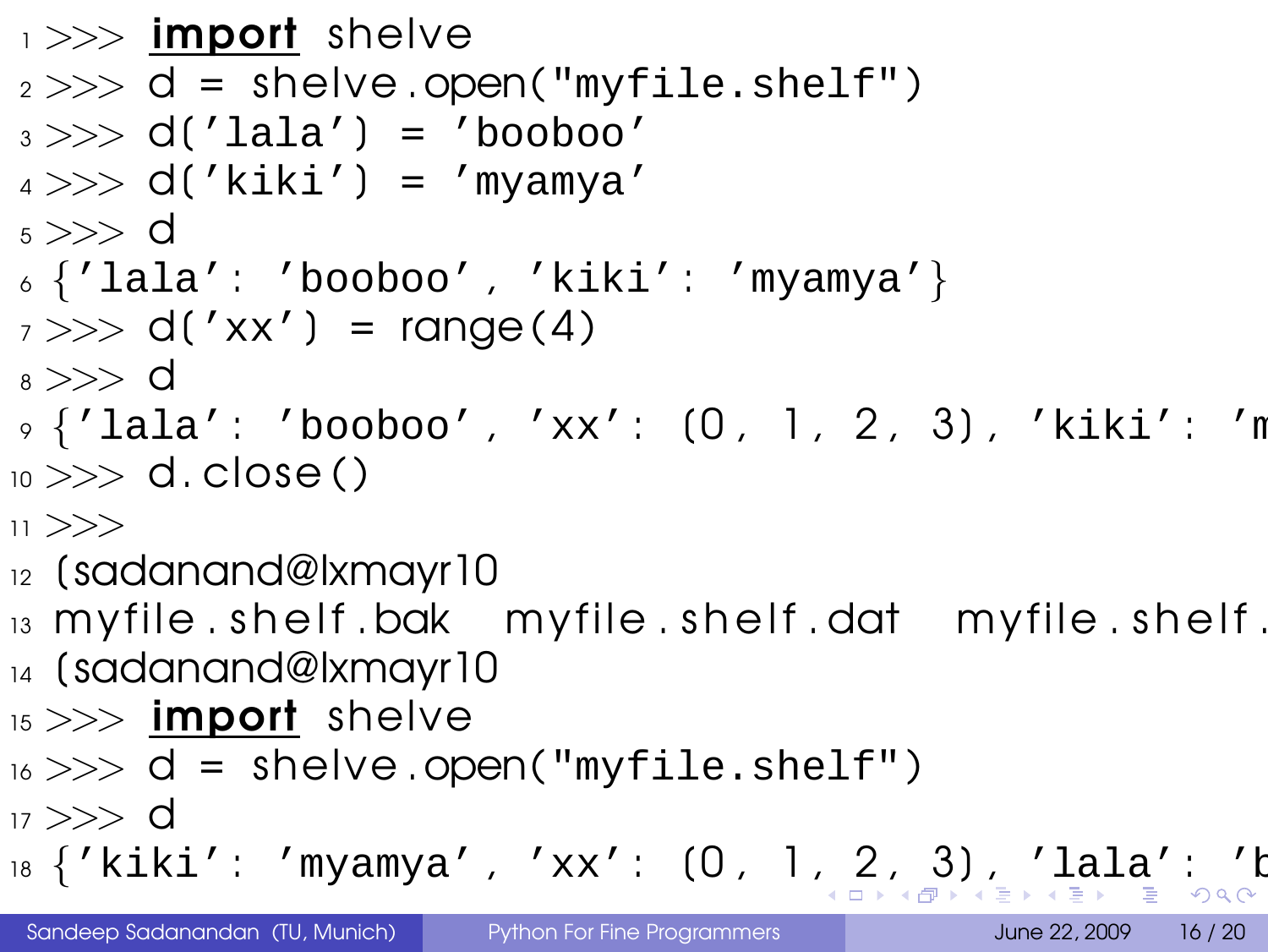```
>>> import shelve
>>> d = shelve.open("myfile.shelf")
>>> d('lala') = 'booboo'
>>> d('kiki') = 'myamya'
>>> d
{'lala': 'booboo', 'kiki': 'myamya'}
>>> d('xx') = range(4)
>>> d
{'lala': 'booboo', 'xx': (0, 1, 2, 3), 'kiki': 'm
>>> d.close()
>>>
(sadanand@lxmayr10
myfile.shelf.bak   myfile.shelf.dat   myfile.shelf.
(sadanand@lxmayr10
>>> import shelve
>>> d = shelve.open("myfile.shelf")
>>> d
{'kiki': 'myamya', 'xx': (0, 1, 2, 3), 'lala': 'b
```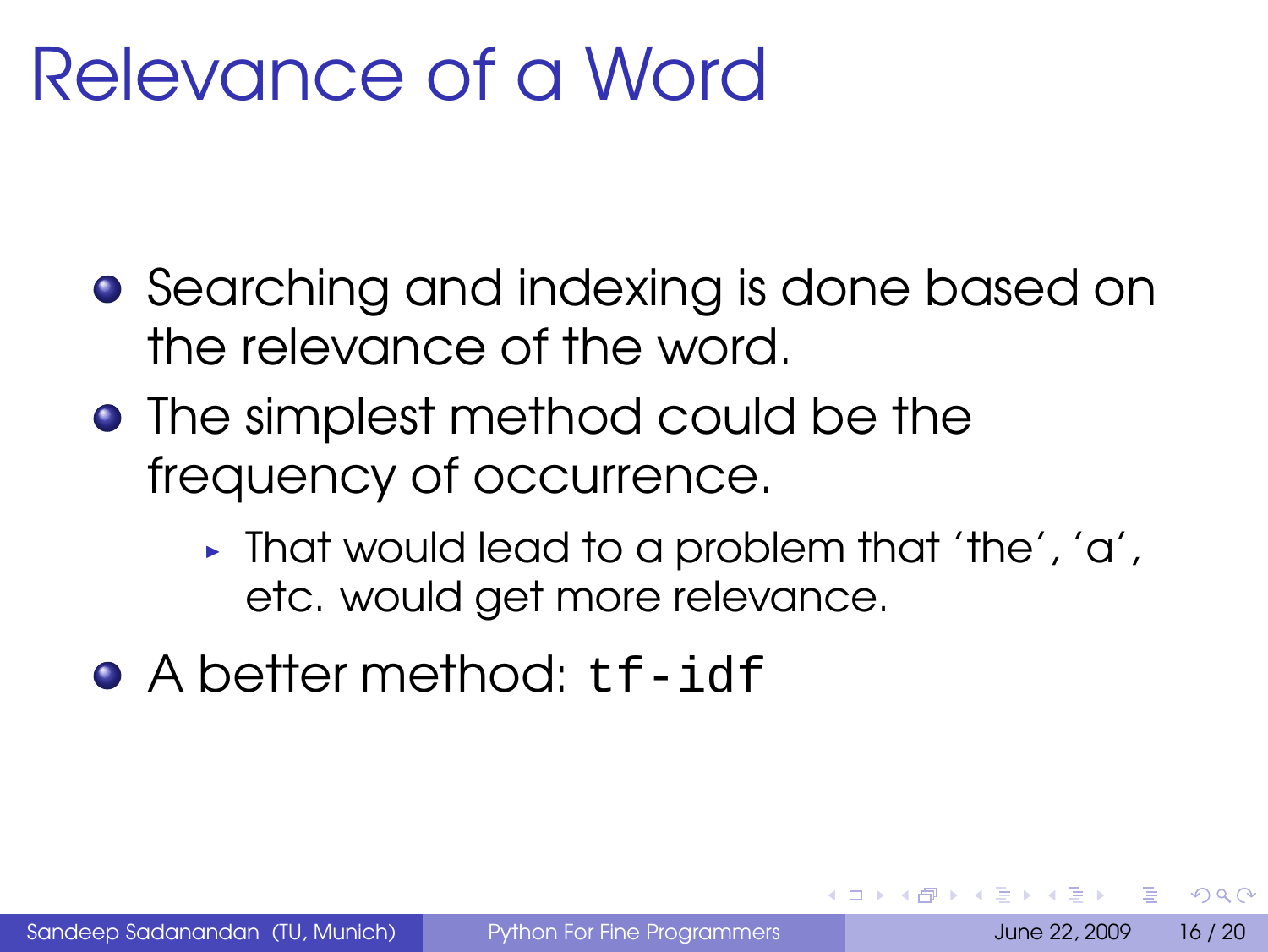# Relevance of a Word

- Searching and indexing is done based on the relevance of the word.
- The simplest method could be the frequency of occurrence.
  - That would lead to a problem that 'the', 'a', etc. would get more relevance.
- A better method: `tf-idf`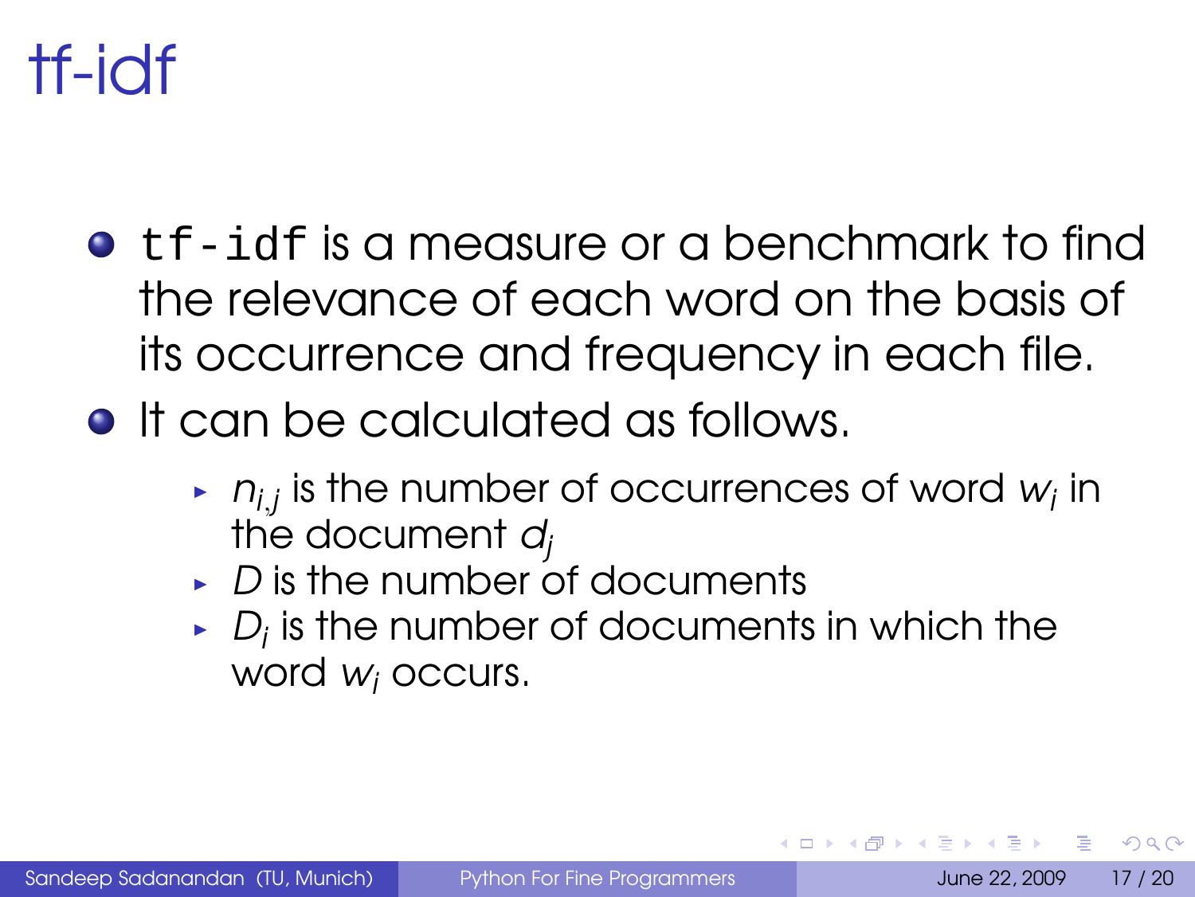# tf-idf

- `tf-idf` is a measure or a benchmark to find the relevance of each word on the basis of its occurrence and frequency in each file.
- It can be calculated as follows.
  - $n_{i,j}$ is the number of occurrences of word $w_i$ in the document $d_j$
  - $D$ is the number of documents
  - $D_i$ is the number of documents in which the word $w_i$ occurs.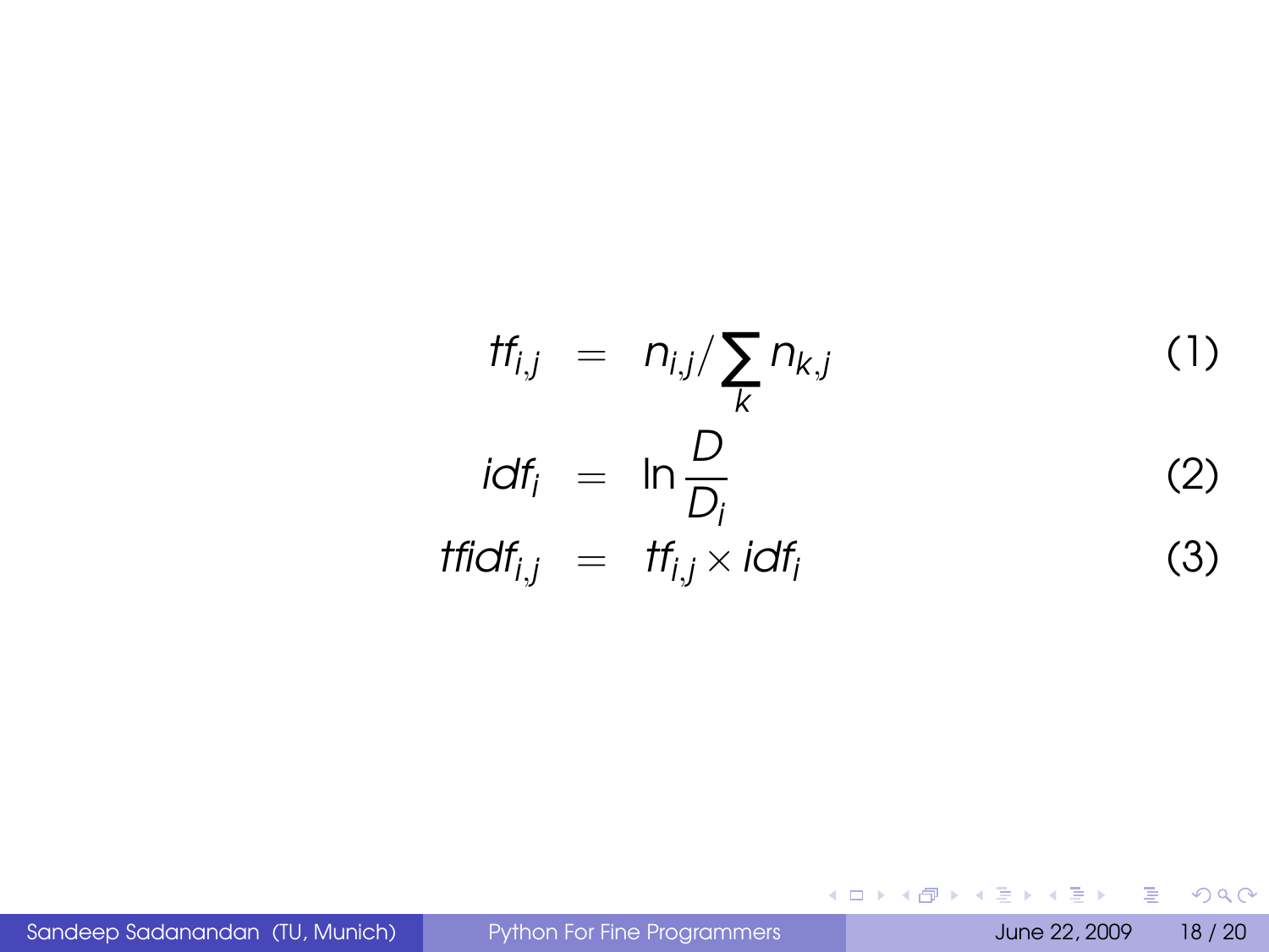$$tf_{i,j} = n_{i,j} / \sum_k n_{k,j} \tag{1}$$

$$idf_i = \ln \frac{D}{D_i} \tag{2}$$

$$tfidf_{i,j} = tf_{i,j} \times idf_i \tag{3}$$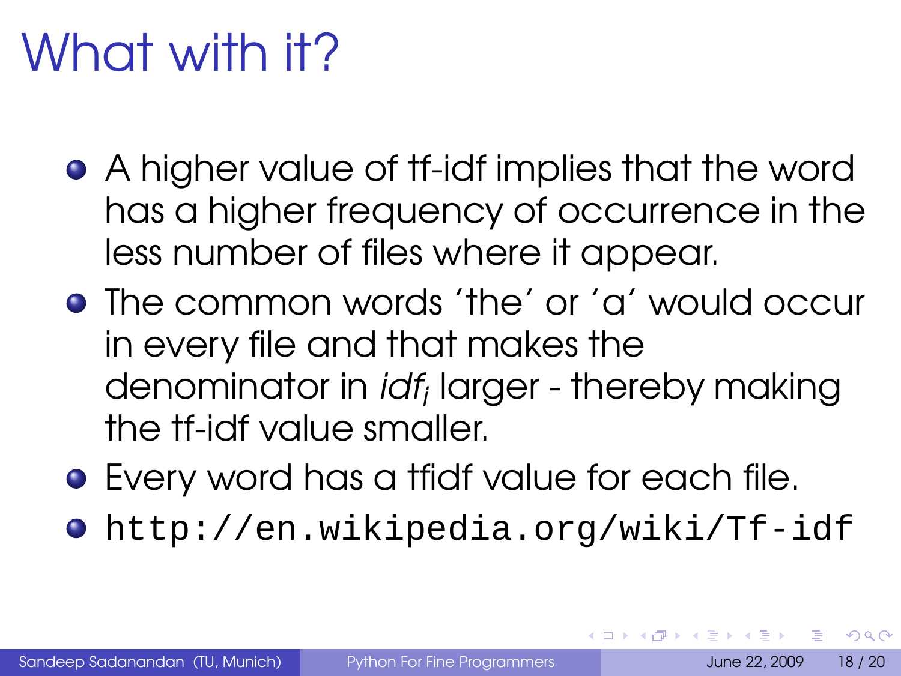# What with it?

- A higher value of tf-idf implies that the word has a higher frequency of occurrence in the less number of files where it appear.
- The common words 'the' or 'a' would occur in every file and that makes the denominator in $idf_i$ larger - thereby making the tf-idf value smaller.
- Every word has a tfidf value for each file.
- `http://en.wikipedia.org/wiki/Tf-idf`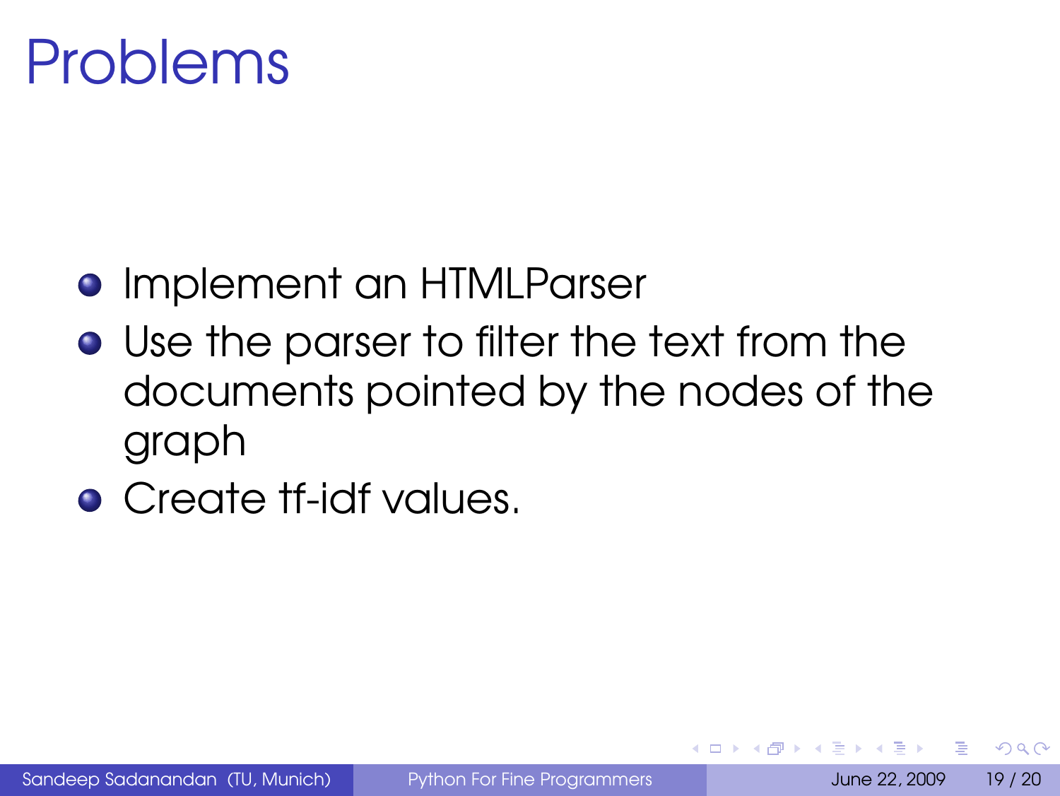# Problems

- Implement an HTMLParser
- Use the parser to filter the text from the documents pointed by the nodes of the graph
- Create tf-idf values.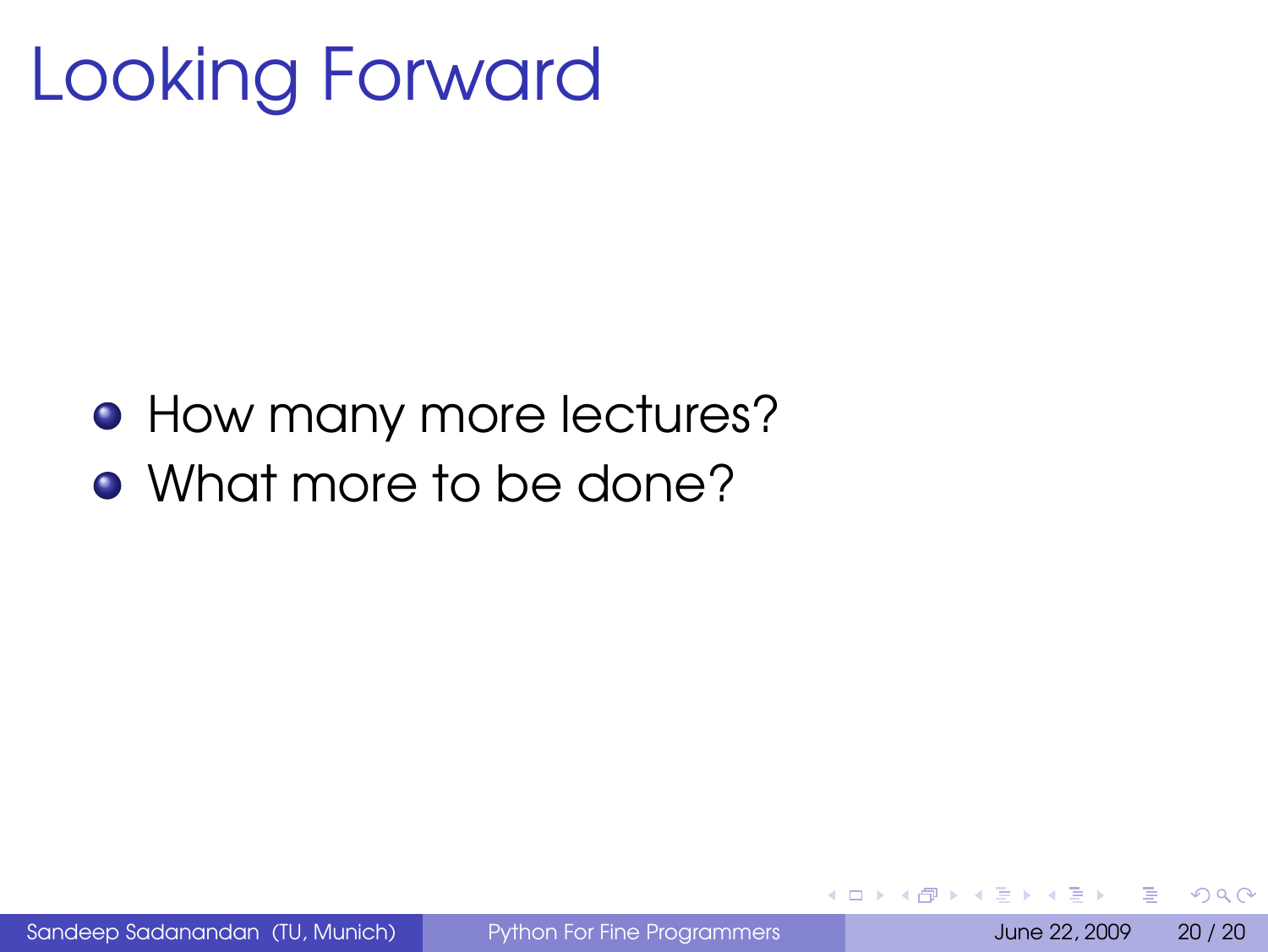# Looking Forward

- How many more lectures?
- What more to be done?